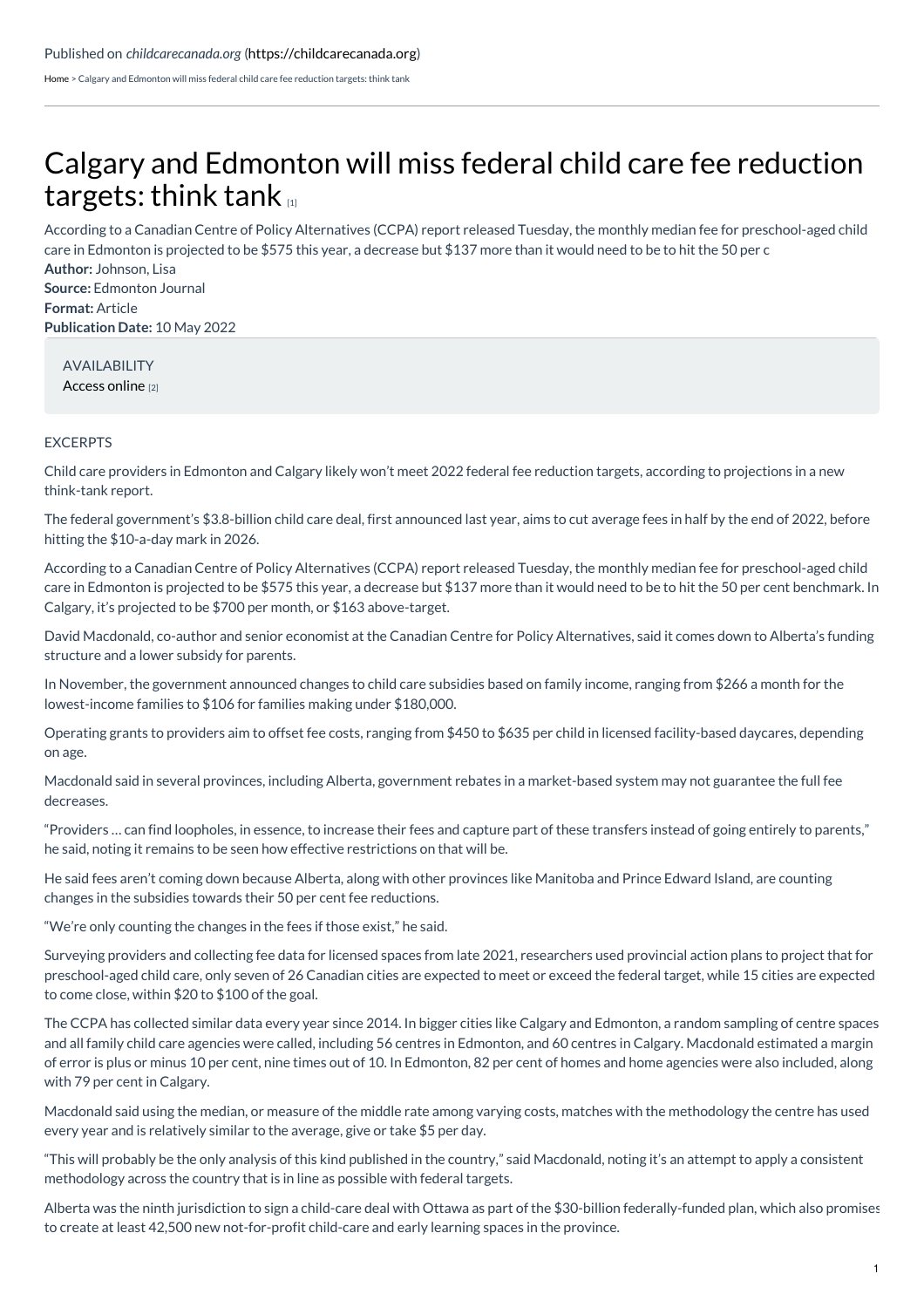Published on *childcarecanada.org* (https://childcarecanada.org)

Home > Calgary and Edmonton will miss federal child care fee reduction targets: think tank

# Calgary and Edmonton will miss federal child care fee reduction targets: think tank [1]

According to a Canadian Centre of Policy Alternatives (CCPA) report released Tuesday, the monthly median fee for preschool-aged child care in Edmonton is projected to be $575 this year, a decrease but $137 more than it would need to be to hit the 50 per c

**Author:** Johnson, Lisa
**Source:** Edmonton Journal
**Format:** Article
**Publication Date:** 10 May 2022

AVAILABILITY
Access online [2]

EXCERPTS

Child care providers in Edmonton and Calgary likely won't meet 2022 federal fee reduction targets, according to projections in a new think-tank report.

The federal government's $3.8-billion child care deal, first announced last year, aims to cut average fees in half by the end of 2022, before hitting the $10-a-day mark in 2026.

According to a Canadian Centre of Policy Alternatives (CCPA) report released Tuesday, the monthly median fee for preschool-aged child care in Edmonton is projected to be $575 this year, a decrease but $137 more than it would need to be to hit the 50 per cent benchmark. In Calgary, it's projected to be $700 per month, or $163 above-target.

David Macdonald, co-author and senior economist at the Canadian Centre for Policy Alternatives, said it comes down to Alberta's funding structure and a lower subsidy for parents.

In November, the government announced changes to child care subsidies based on family income, ranging from $266 a month for the lowest-income families to $106 for families making under $180,000.

Operating grants to providers aim to offset fee costs, ranging from $450 to $635 per child in licensed facility-based daycares, depending on age.

Macdonald said in several provinces, including Alberta, government rebates in a market-based system may not guarantee the full fee decreases.

"Providers … can find loopholes, in essence, to increase their fees and capture part of these transfers instead of going entirely to parents," he said, noting it remains to be seen how effective restrictions on that will be.

He said fees aren't coming down because Alberta, along with other provinces like Manitoba and Prince Edward Island, are counting changes in the subsidies towards their 50 per cent fee reductions.

"We're only counting the changes in the fees if those exist," he said.

Surveying providers and collecting fee data for licensed spaces from late 2021, researchers used provincial action plans to project that for preschool-aged child care, only seven of 26 Canadian cities are expected to meet or exceed the federal target, while 15 cities are expected to come close, within $20 to $100 of the goal.

The CCPA has collected similar data every year since 2014. In bigger cities like Calgary and Edmonton, a random sampling of centre spaces and all family child care agencies were called, including 56 centres in Edmonton, and 60 centres in Calgary. Macdonald estimated a margin of error is plus or minus 10 per cent, nine times out of 10. In Edmonton, 82 per cent of homes and home agencies were also included, along with 79 per cent in Calgary.

Macdonald said using the median, or measure of the middle rate among varying costs, matches with the methodology the centre has used every year and is relatively similar to the average, give or take $5 per day.

"This will probably be the only analysis of this kind published in the country," said Macdonald, noting it's an attempt to apply a consistent methodology across the country that is in line as possible with federal targets.

Alberta was the ninth jurisdiction to sign a child-care deal with Ottawa as part of the $30-billion federally-funded plan, which also promises to create at least 42,500 new not-for-profit child-care and early learning spaces in the province.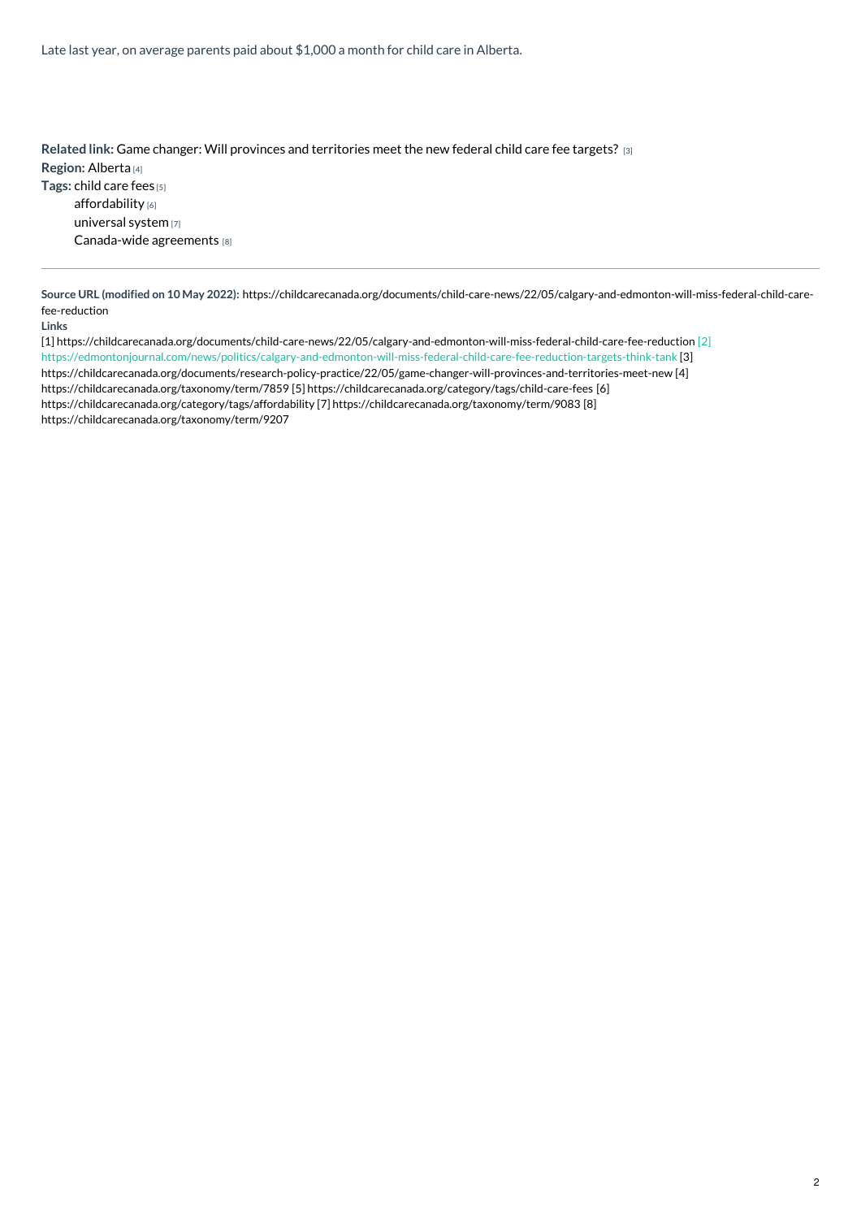Late last year, on average parents paid about $1,000 a month for child care in Alberta.

**Related link:** Game changer: Will provinces and territories meet the new federal child care fee targets? [3]
**Region:** Alberta [4]
**Tags:** child care fees [5]
affordability [6]
universal system [7]
Canada-wide agreements [8]

---

**Source URL (modified on 10 May 2022):** https://childcarecanada.org/documents/child-care-news/22/05/calgary-and-edmonton-will-miss-federal-child-care-fee-reduction

**Links**
[1] https://childcarecanada.org/documents/child-care-news/22/05/calgary-and-edmonton-will-miss-federal-child-care-fee-reduction [2] https://edmontonjournal.com/news/politics/calgary-and-edmonton-will-miss-federal-child-care-fee-reduction-targets-think-tank [3] https://childcarecanada.org/documents/research-policy-practice/22/05/game-changer-will-provinces-and-territories-meet-new [4] https://childcarecanada.org/taxonomy/term/7859 [5] https://childcarecanada.org/category/tags/child-care-fees [6] https://childcarecanada.org/category/tags/affordability [7] https://childcarecanada.org/taxonomy/term/9083 [8] https://childcarecanada.org/taxonomy/term/9207